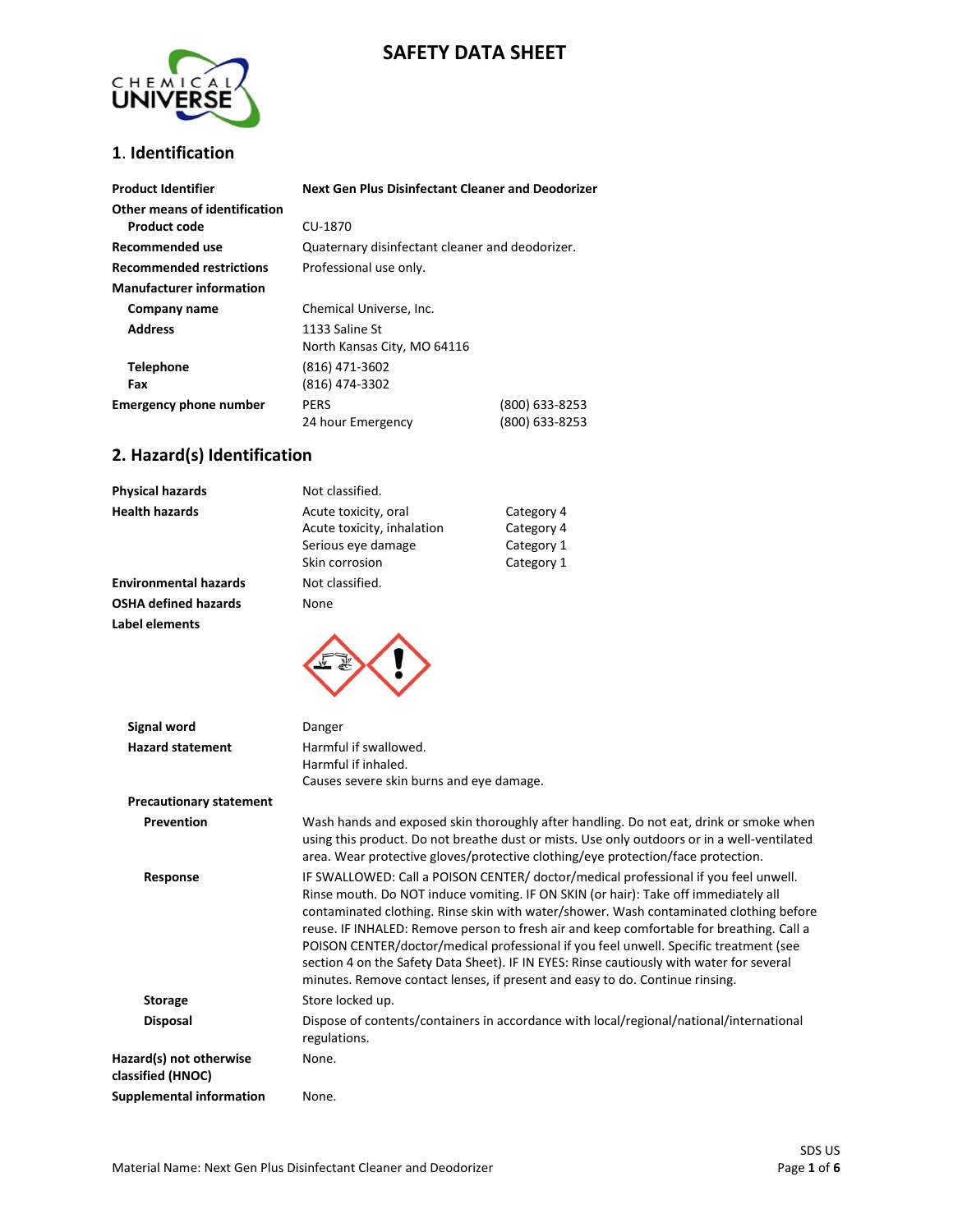# SAFETY DATA SHEET

## 1. Identification

| | | |
|---|---|---|
| **Product Identifier** | **Next Gen Plus Disinfectant Cleaner and Deodorizer** | |
| **Other means of identification** | | |
| **Product code** | CU-1870 | |
| **Recommended use** | Quaternary disinfectant cleaner and deodorizer. | |
| **Recommended restrictions** | Professional use only. | |
| **Manufacturer information** | | |
| **Company name** | Chemical Universe, Inc. | |
| **Address** | 1133 Saline St<br>North Kansas City, MO 64116 | |
| **Telephone** | (816) 471-3602 | |
| **Fax** | (816) 474-3302 | |
| **Emergency phone number** | PERS | (800) 633-8253 |
| | 24 hour Emergency | (800) 633-8253 |

## 2. Hazard(s) Identification

| | | |
|---|---|---|
| **Physical hazards** | Not classified. | |
| **Health hazards** | Acute toxicity, oral | Category 4 |
| | Acute toxicity, inhalation | Category 4 |
| | Serious eye damage | Category 1 |
| | Skin corrosion | Category 1 |
| **Environmental hazards** | Not classified. | |
| **OSHA defined hazards** | None | |

**Label elements**

**Signal word**: Danger

**Hazard statement**: Harmful if swallowed.
Harmful if inhaled.
Causes severe skin burns and eye damage.

**Precautionary statement**

**Prevention**: Wash hands and exposed skin thoroughly after handling. Do not eat, drink or smoke when using this product. Do not breathe dust or mists. Use only outdoors or in a well-ventilated area. Wear protective gloves/protective clothing/eye protection/face protection.

**Response**: IF SWALLOWED: Call a POISON CENTER/ doctor/medical professional if you feel unwell. Rinse mouth. Do NOT induce vomiting. IF ON SKIN (or hair): Take off immediately all contaminated clothing. Rinse skin with water/shower. Wash contaminated clothing before reuse. IF INHALED: Remove person to fresh air and keep comfortable for breathing. Call a POISON CENTER/doctor/medical professional if you feel unwell. Specific treatment (see section 4 on the Safety Data Sheet). IF IN EYES: Rinse cautiously with water for several minutes. Remove contact lenses, if present and easy to do. Continue rinsing.

**Storage**: Store locked up.

**Disposal**: Dispose of contents/containers in accordance with local/regional/national/international regulations.

**Hazard(s) not otherwise classified (HNOC)**: None.

**Supplemental information**: None.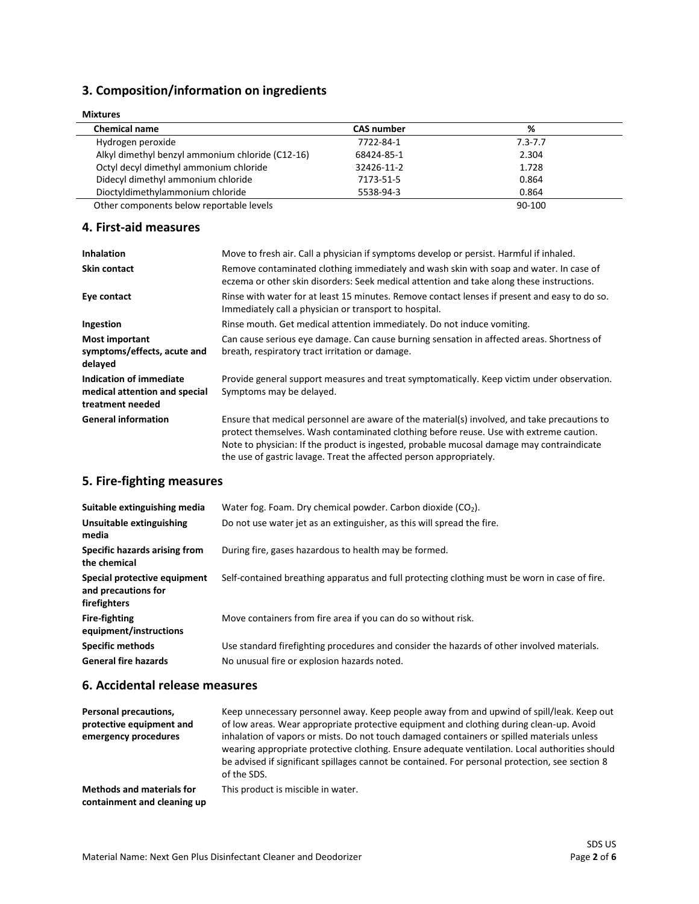## 3. Composition/information on ingredients

**Mixtures**

| Chemical name | CAS number | % |
|---|---|---|
| Hydrogen peroxide | 7722-84-1 | 7.3-7.7 |
| Alkyl dimethyl benzyl ammonium chloride (C12-16) | 68424-85-1 | 2.304 |
| Octyl decyl dimethyl ammonium chloride | 32426-11-2 | 1.728 |
| Didecyl dimethyl ammonium chloride | 7173-51-5 | 0.864 |
| Dioctyldimethylammonium chloride | 5538-94-3 | 0.864 |
| Other components below reportable levels | | 90-100 |

## 4. First-aid measures

| | |
|---|---|
| **Inhalation** | Move to fresh air. Call a physician if symptoms develop or persist. Harmful if inhaled. |
| **Skin contact** | Remove contaminated clothing immediately and wash skin with soap and water. In case of eczema or other skin disorders: Seek medical attention and take along these instructions. |
| **Eye contact** | Rinse with water for at least 15 minutes. Remove contact lenses if present and easy to do so. Immediately call a physician or transport to hospital. |
| **Ingestion** | Rinse mouth. Get medical attention immediately. Do not induce vomiting. |
| **Most important symptoms/effects, acute and delayed** | Can cause serious eye damage. Can cause burning sensation in affected areas. Shortness of breath, respiratory tract irritation or damage. |
| **Indication of immediate medical attention and special treatment needed** | Provide general support measures and treat symptomatically. Keep victim under observation. Symptoms may be delayed. |
| **General information** | Ensure that medical personnel are aware of the material(s) involved, and take precautions to protect themselves. Wash contaminated clothing before reuse. Use with extreme caution. Note to physician: If the product is ingested, probable mucosal damage may contraindicate the use of gastric lavage. Treat the affected person appropriately. |

## 5. Fire-fighting measures

| | |
|---|---|
| **Suitable extinguishing media** | Water fog. Foam. Dry chemical powder. Carbon dioxide ($CO_2$). |
| **Unsuitable extinguishing media** | Do not use water jet as an extinguisher, as this will spread the fire. |
| **Specific hazards arising from the chemical** | During fire, gases hazardous to health may be formed. |
| **Special protective equipment and precautions for firefighters** | Self-contained breathing apparatus and full protecting clothing must be worn in case of fire. |
| **Fire-fighting equipment/instructions** | Move containers from fire area if you can do so without risk. |
| **Specific methods** | Use standard firefighting procedures and consider the hazards of other involved materials. |
| **General fire hazards** | No unusual fire or explosion hazards noted. |

## 6. Accidental release measures

| | |
|---|---|
| **Personal precautions, protective equipment and emergency procedures** | Keep unnecessary personnel away. Keep people away from and upwind of spill/leak. Keep out of low areas. Wear appropriate protective equipment and clothing during clean-up. Avoid inhalation of vapors or mists. Do not touch damaged containers or spilled materials unless wearing appropriate protective clothing. Ensure adequate ventilation. Local authorities should be advised if significant spillages cannot be contained. For personal protection, see section 8 of the SDS. |
| **Methods and materials for containment and cleaning up** | This product is miscible in water. |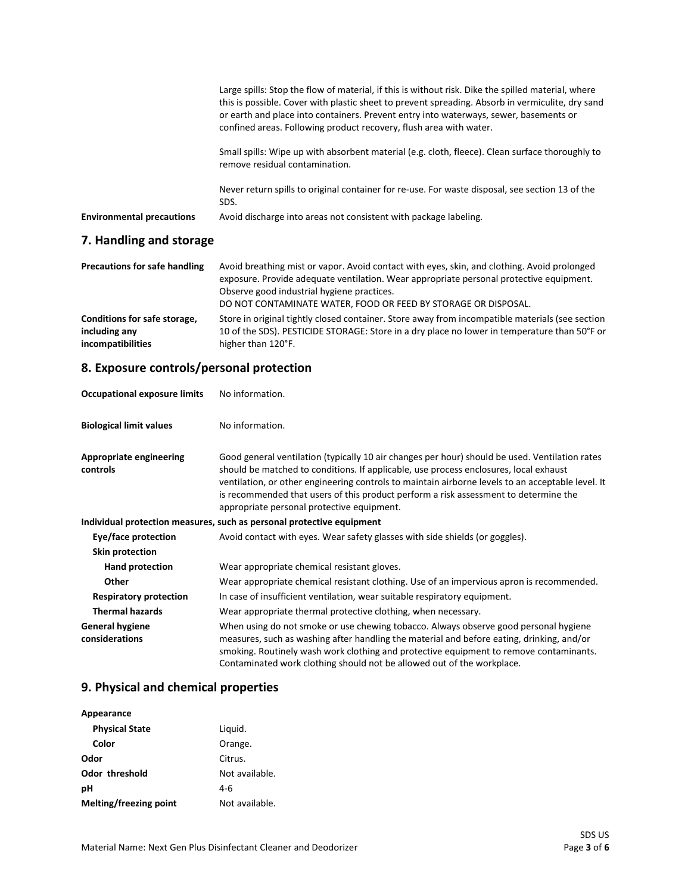| | |
|---|---|
| | Large spills: Stop the flow of material, if this is without risk. Dike the spilled material, where this is possible. Cover with plastic sheet to prevent spreading. Absorb in vermiculite, dry sand or earth and place into containers. Prevent entry into waterways, sewer, basements or confined areas. Following product recovery, flush area with water.<br><br>Small spills: Wipe up with absorbent material (e.g. cloth, fleece). Clean surface thoroughly to remove residual contamination.<br><br>Never return spills to original container for re-use. For waste disposal, see section 13 of the SDS. |
| **Environmental precautions** | Avoid discharge into areas not consistent with package labeling. |

## 7. Handling and storage

| | |
|---|---|
| **Precautions for safe handling** | Avoid breathing mist or vapor. Avoid contact with eyes, skin, and clothing. Avoid prolonged exposure. Provide adequate ventilation. Wear appropriate personal protective equipment. Observe good industrial hygiene practices.<br>DO NOT CONTAMINATE WATER, FOOD OR FEED BY STORAGE OR DISPOSAL. |
| **Conditions for safe storage, including any incompatibilities** | Store in original tightly closed container. Store away from incompatible materials (see section 10 of the SDS). PESTICIDE STORAGE: Store in a dry place no lower in temperature than 50°F or higher than 120°F. |

## 8. Exposure controls/personal protection

| | |
|---|---|
| **Occupational exposure limits** | No information. |
| **Biological limit values** | No information. |
| **Appropriate engineering controls** | Good general ventilation (typically 10 air changes per hour) should be used. Ventilation rates should be matched to conditions. If applicable, use process enclosures, local exhaust ventilation, or other engineering controls to maintain airborne levels to an acceptable level. It is recommended that users of this product perform a risk assessment to determine the appropriate personal protective equipment. |

**Individual protection measures, such as personal protective equipment**

| | |
|---|---|
| **Eye/face protection** | Avoid contact with eyes. Wear safety glasses with side shields (or goggles). |
| **Skin protection** | |
| **Hand protection** | Wear appropriate chemical resistant gloves. |
| **Other** | Wear appropriate chemical resistant clothing. Use of an impervious apron is recommended. |
| **Respiratory protection** | In case of insufficient ventilation, wear suitable respiratory equipment. |
| **Thermal hazards** | Wear appropriate thermal protective clothing, when necessary. |
| **General hygiene considerations** | When using do not smoke or use chewing tobacco. Always observe good personal hygiene measures, such as washing after handling the material and before eating, drinking, and/or smoking. Routinely wash work clothing and protective equipment to remove contaminants. Contaminated work clothing should not be allowed out of the workplace. |

## 9. Physical and chemical properties

| | |
|---|---|
| **Appearance** | |
| **Physical State** | Liquid. |
| **Color** | Orange. |
| **Odor** | Citrus. |
| **Odor threshold** | Not available. |
| **pH** | 4-6 |
| **Melting/freezing point** | Not available. |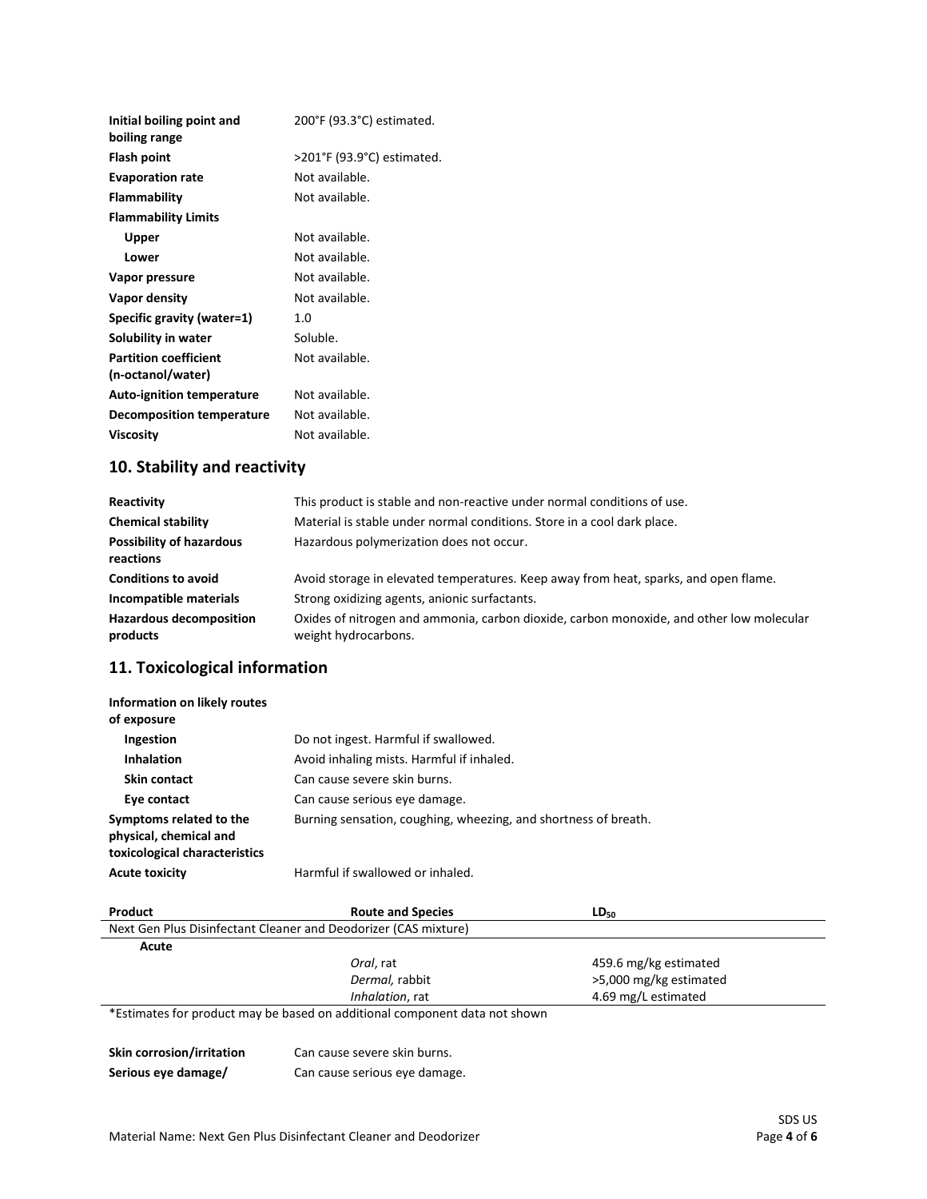| | |
|---|---|
| **Initial boiling point and boiling range** | 200°F (93.3°C) estimated. |
| **Flash point** | >201°F (93.9°C) estimated. |
| **Evaporation rate** | Not available. |
| **Flammability** | Not available. |
| **Flammability Limits** | |
| **Upper** | Not available. |
| **Lower** | Not available. |
| **Vapor pressure** | Not available. |
| **Vapor density** | Not available. |
| **Specific gravity (water=1)** | 1.0 |
| **Solubility in water** | Soluble. |
| **Partition coefficient (n-octanol/water)** | Not available. |
| **Auto-ignition temperature** | Not available. |
| **Decomposition temperature** | Not available. |
| **Viscosity** | Not available. |

## 10. Stability and reactivity

| | |
|---|---|
| **Reactivity** | This product is stable and non-reactive under normal conditions of use. |
| **Chemical stability** | Material is stable under normal conditions. Store in a cool dark place. |
| **Possibility of hazardous reactions** | Hazardous polymerization does not occur. |
| **Conditions to avoid** | Avoid storage in elevated temperatures. Keep away from heat, sparks, and open flame. |
| **Incompatible materials** | Strong oxidizing agents, anionic surfactants. |
| **Hazardous decomposition products** | Oxides of nitrogen and ammonia, carbon dioxide, carbon monoxide, and other low molecular weight hydrocarbons. |

## 11. Toxicological information

| | |
|---|---|
| **Information on likely routes of exposure** | |
| **Ingestion** | Do not ingest. Harmful if swallowed. |
| **Inhalation** | Avoid inhaling mists. Harmful if inhaled. |
| **Skin contact** | Can cause severe skin burns. |
| **Eye contact** | Can cause serious eye damage. |
| **Symptoms related to the physical, chemical and toxicological characteristics** | Burning sensation, coughing, wheezing, and shortness of breath. |
| **Acute toxicity** | Harmful if swallowed or inhaled. |

| Product | Route and Species | $LD_{50}$ |
|---|---|---|
| Next Gen Plus Disinfectant Cleaner and Deodorizer (CAS mixture) | | |
| **Acute** | | |
| | *Oral*, rat | 459.6 mg/kg estimated |
| | *Dermal,* rabbit | >5,000 mg/kg estimated |
| | *Inhalation*, rat | 4.69 mg/L estimated |

*Estimates for product may be based on additional component data not shown

| | |
|---|---|
| **Skin corrosion/irritation** | Can cause severe skin burns. |
| **Serious eye damage/** | Can cause serious eye damage. |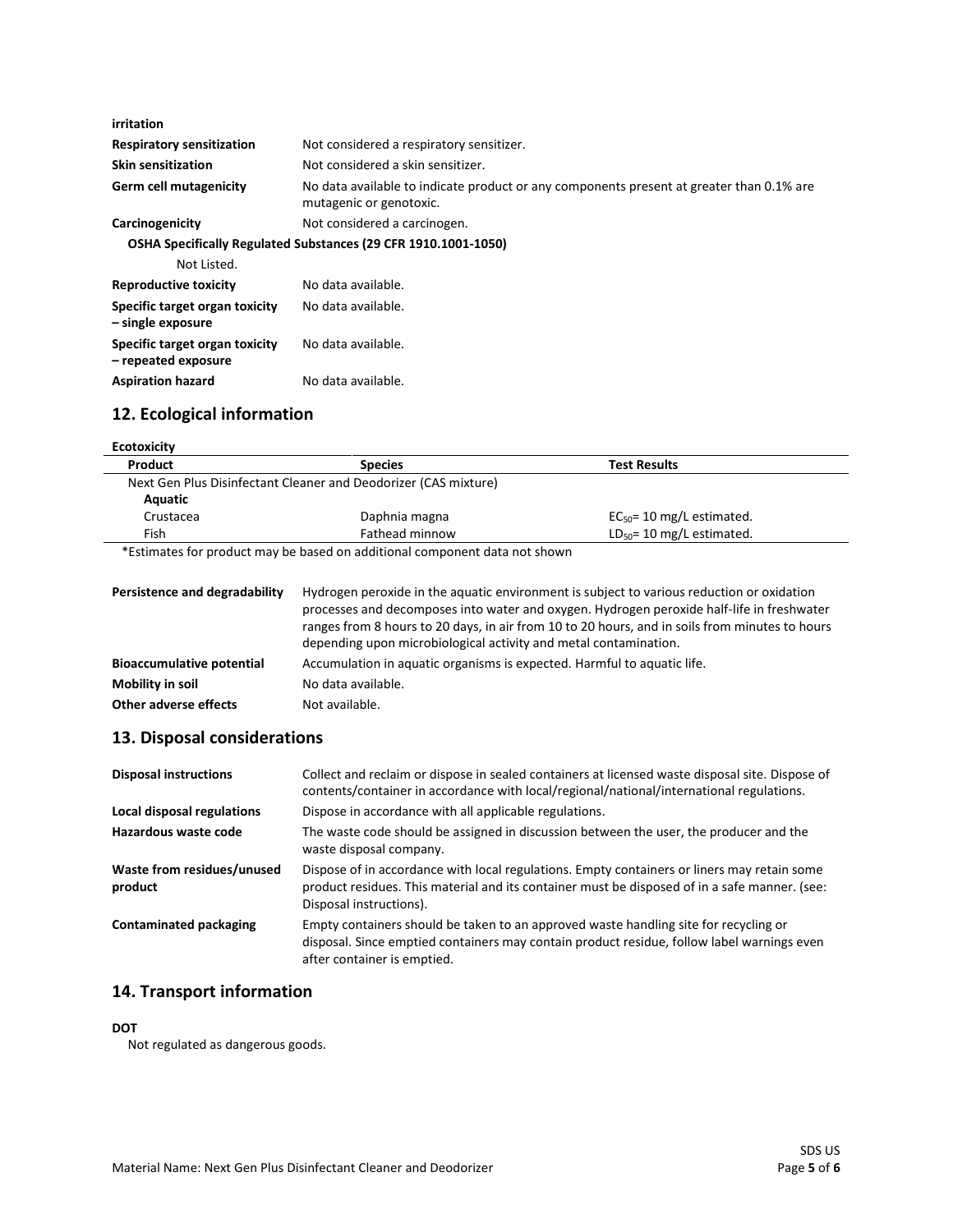| **irritation** | |
| --- | --- |
| **Respiratory sensitization** | Not considered a respiratory sensitizer. |
| **Skin sensitization** | Not considered a skin sensitizer. |
| **Germ cell mutagenicity** | No data available to indicate product or any components present at greater than 0.1% are mutagenic or genotoxic. |
| **Carcinogenicity** | Not considered a carcinogen. |

**OSHA Specifically Regulated Substances (29 CFR 1910.1001-1050)**

Not Listed.

| | |
| --- | --- |
| **Reproductive toxicity** | No data available. |
| **Specific target organ toxicity – single exposure** | No data available. |
| **Specific target organ toxicity – repeated exposure** | No data available. |
| **Aspiration hazard** | No data available. |

## 12. Ecological information

**Ecotoxicity**

| Product | Species | Test Results |
| --- | --- | --- |
| Next Gen Plus Disinfectant Cleaner and Deodorizer (CAS mixture) | | |
| **Aquatic** | | |
| Crustacea | Daphnia magna | $EC_{50}$= 10 mg/L estimated. |
| Fish | Fathead minnow | $LD_{50}$= 10 mg/L estimated. |

*Estimates for product may be based on additional component data not shown

| | |
| --- | --- |
| **Persistence and degradability** | Hydrogen peroxide in the aquatic environment is subject to various reduction or oxidation processes and decomposes into water and oxygen. Hydrogen peroxide half-life in freshwater ranges from 8 hours to 20 days, in air from 10 to 20 hours, and in soils from minutes to hours depending upon microbiological activity and metal contamination. |
| **Bioaccumulative potential** | Accumulation in aquatic organisms is expected. Harmful to aquatic life. |
| **Mobility in soil** | No data available. |
| **Other adverse effects** | Not available. |

## 13. Disposal considerations

| | |
| --- | --- |
| **Disposal instructions** | Collect and reclaim or dispose in sealed containers at licensed waste disposal site. Dispose of contents/container in accordance with local/regional/national/international regulations. |
| **Local disposal regulations** | Dispose in accordance with all applicable regulations. |
| **Hazardous waste code** | The waste code should be assigned in discussion between the user, the producer and the waste disposal company. |
| **Waste from residues/unused product** | Dispose of in accordance with local regulations. Empty containers or liners may retain some product residues. This material and its container must be disposed of in a safe manner. (see: Disposal instructions). |
| **Contaminated packaging** | Empty containers should be taken to an approved waste handling site for recycling or disposal. Since emptied containers may contain product residue, follow label warnings even after container is emptied. |

## 14. Transport information

**DOT**

Not regulated as dangerous goods.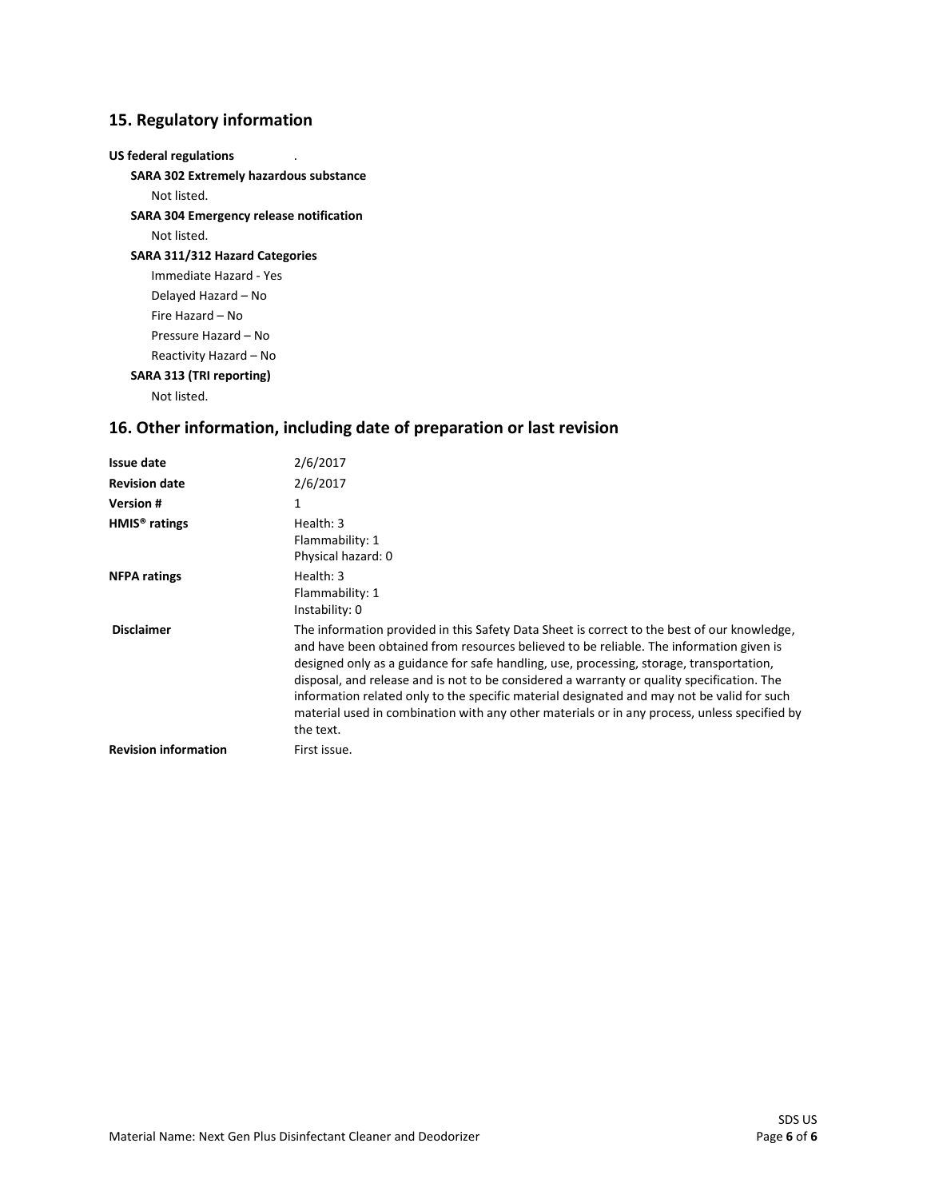## 15. Regulatory information

**US federal regulations** .

**SARA 302 Extremely hazardous substance**

Not listed.

**SARA 304 Emergency release notification**

Not listed.

**SARA 311/312 Hazard Categories**

Immediate Hazard - Yes

Delayed Hazard – No

Fire Hazard – No

Pressure Hazard – No

Reactivity Hazard – No

**SARA 313 (TRI reporting)**

Not listed.

## 16. Other information, including date of preparation or last revision

| | |
|---|---|
| **Issue date** | 2/6/2017 |
| **Revision date** | 2/6/2017 |
| **Version #** | 1 |
| **HMIS® ratings** | Health: 3<br>Flammability: 1<br>Physical hazard: 0 |
| **NFPA ratings** | Health: 3<br>Flammability: 1<br>Instability: 0 |
| **Disclaimer** | The information provided in this Safety Data Sheet is correct to the best of our knowledge, and have been obtained from resources believed to be reliable. The information given is designed only as a guidance for safe handling, use, processing, storage, transportation, disposal, and release and is not to be considered a warranty or quality specification. The information related only to the specific material designated and may not be valid for such material used in combination with any other materials or in any process, unless specified by the text. |
| **Revision information** | First issue. |